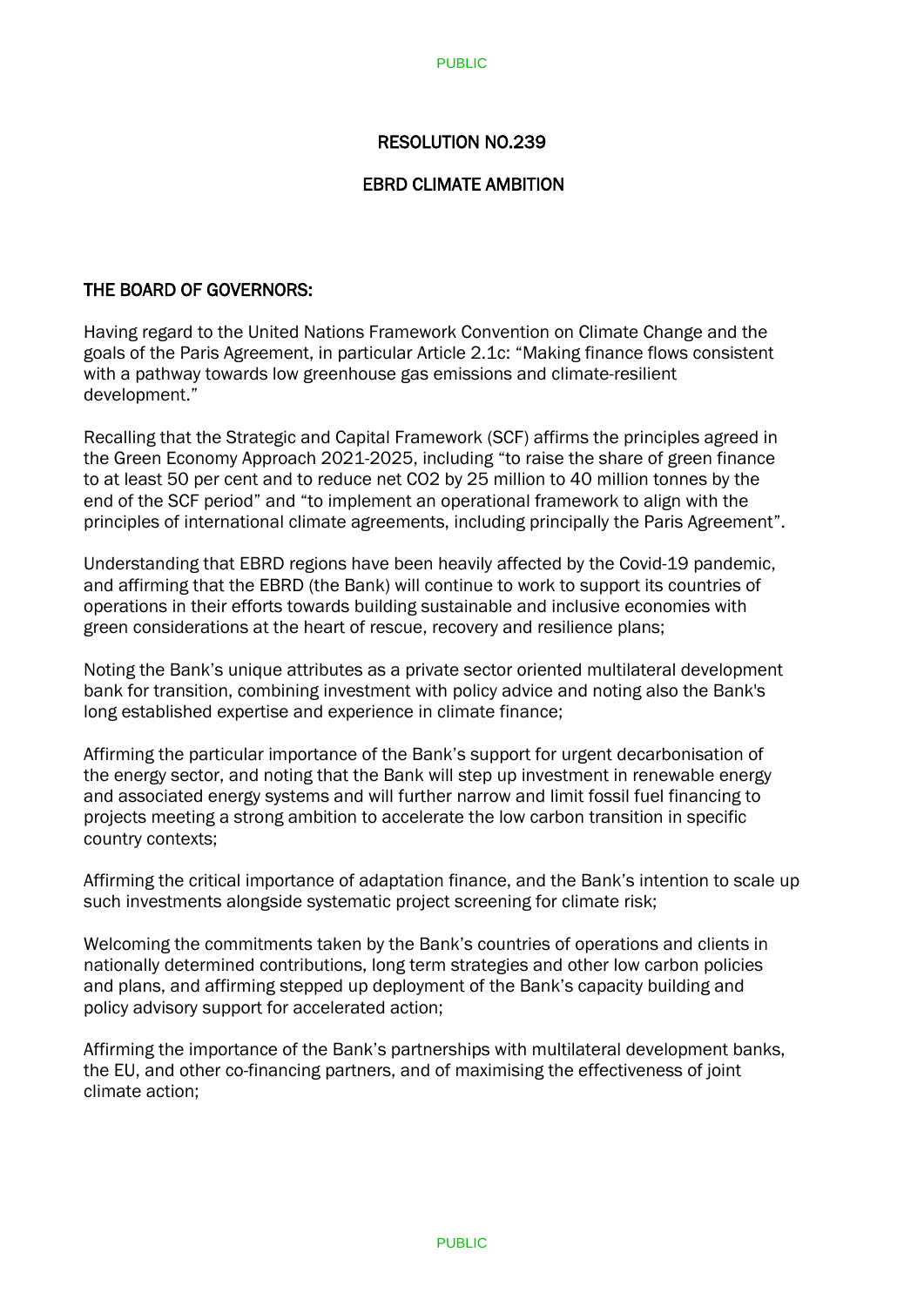# RESOLUTION NO.239

## EBRD CLIMATE AMBITION

### THE BOARD OF GOVERNORS:

Having regard to the United Nations Framework Convention on Climate Change and the goals of the Paris Agreement, in particular Article 2.1c: "Making finance flows consistent with a pathway towards low greenhouse gas emissions and climate-resilient development."

Recalling that the Strategic and Capital Framework (SCF) affirms the principles agreed in the Green Economy Approach 2021-2025, including "to raise the share of green finance to at least 50 per cent and to reduce net $CO_2$ by 25 million to 40 million tonnes by the end of the SCF period" and "to implement an operational framework to align with the principles of international climate agreements, including principally the Paris Agreement".

Understanding that EBRD regions have been heavily affected by the Covid-19 pandemic, and affirming that the EBRD (the Bank) will continue to work to support its countries of operations in their efforts towards building sustainable and inclusive economies with green considerations at the heart of rescue, recovery and resilience plans;

Noting the Bank's unique attributes as a private sector oriented multilateral development bank for transition, combining investment with policy advice and noting also the Bank's long established expertise and experience in climate finance;

Affirming the particular importance of the Bank's support for urgent decarbonisation of the energy sector, and noting that the Bank will step up investment in renewable energy and associated energy systems and will further narrow and limit fossil fuel financing to projects meeting a strong ambition to accelerate the low carbon transition in specific country contexts;

Affirming the critical importance of adaptation finance, and the Bank's intention to scale up such investments alongside systematic project screening for climate risk;

Welcoming the commitments taken by the Bank's countries of operations and clients in nationally determined contributions, long term strategies and other low carbon policies and plans, and affirming stepped up deployment of the Bank's capacity building and policy advisory support for accelerated action;

Affirming the importance of the Bank's partnerships with multilateral development banks, the EU, and other co-financing partners, and of maximising the effectiveness of joint climate action;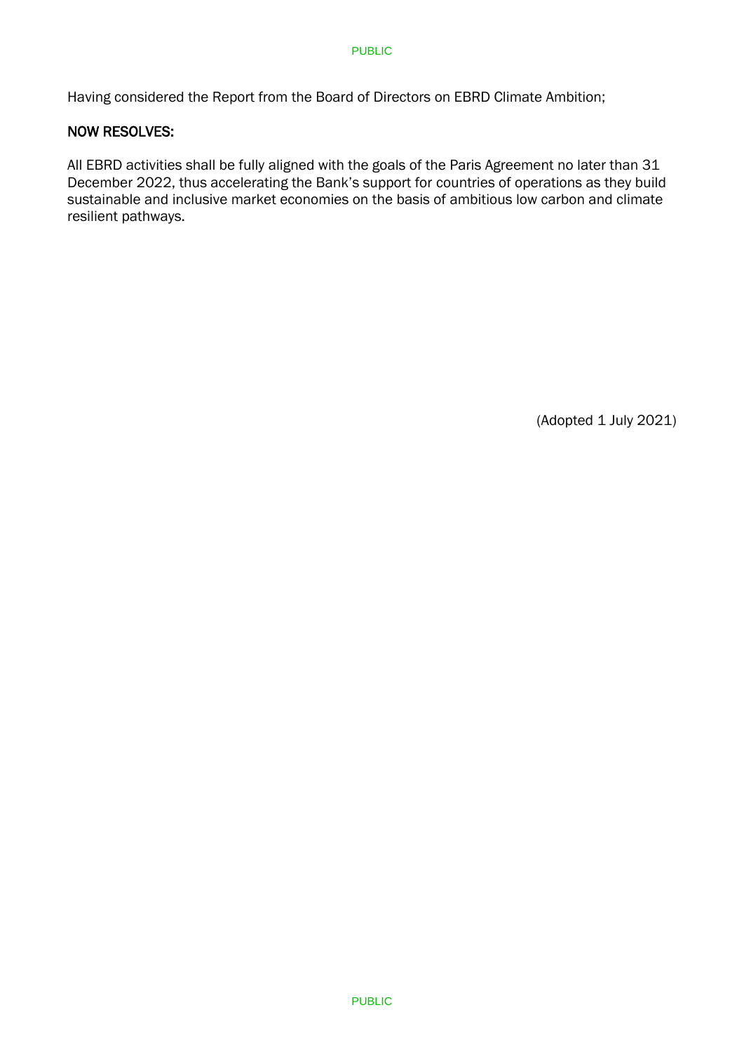Having considered the Report from the Board of Directors on EBRD Climate Ambition;

**NOW RESOLVES:**

All EBRD activities shall be fully aligned with the goals of the Paris Agreement no later than 31 December 2022, thus accelerating the Bank's support for countries of operations as they build sustainable and inclusive market economies on the basis of ambitious low carbon and climate resilient pathways.

(Adopted 1 July 2021)